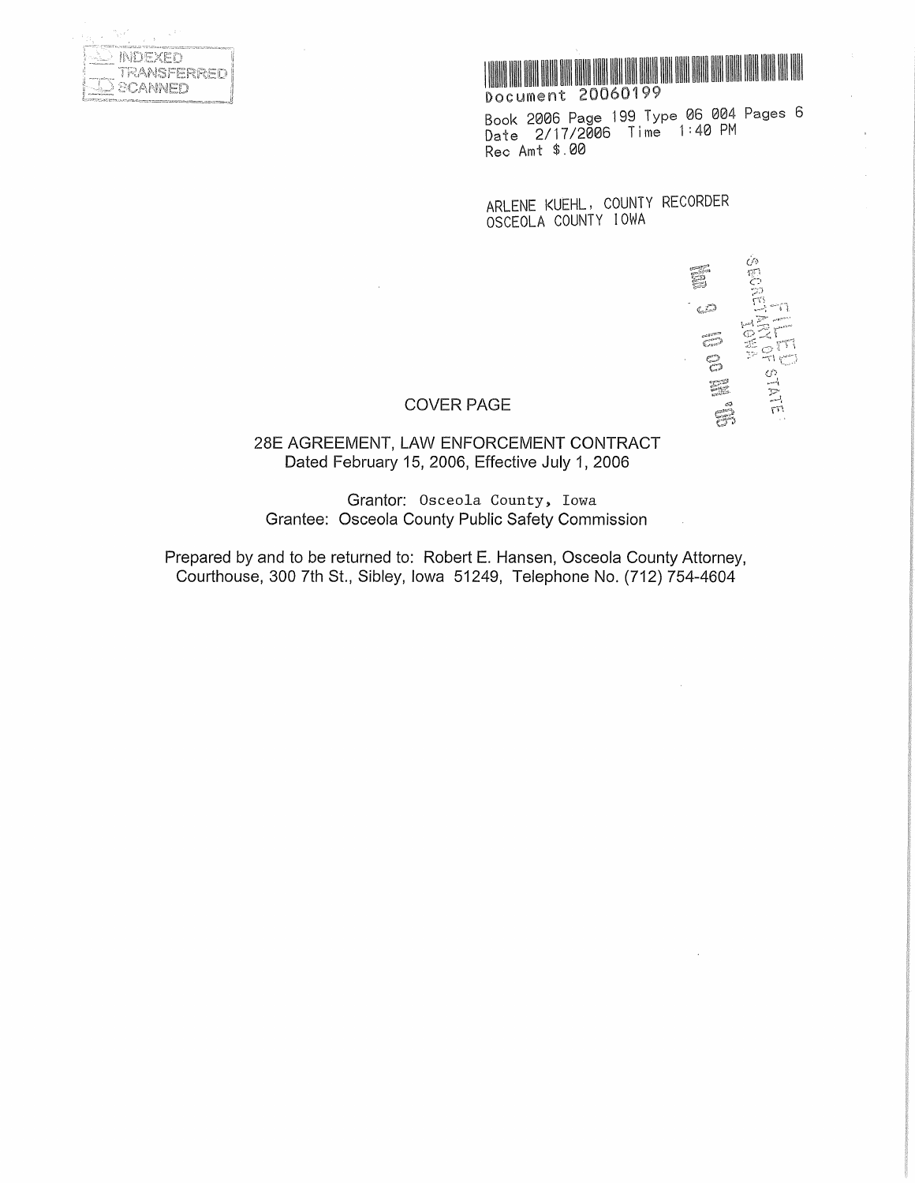INDEXED
TRANSFERRED
SCANNED

Document 20060199

Book 2006 Page 199 Type 06 004 Pages 6
Date 2/17/2006 Time 1:40 PM
Rec Amt $.00

ARLENE KUEHL, COUNTY RECORDER
OSCEOLA COUNTY IOWA

FILED
SECRETARY OF STATE
IOWA
MAR 9 10 00 AM '06

COVER PAGE

28E AGREEMENT, LAW ENFORCEMENT CONTRACT
Dated February 15, 2006, Effective July 1, 2006

Grantor: Osceola County, Iowa
Grantee: Osceola County Public Safety Commission

Prepared by and to be returned to: Robert E. Hansen, Osceola County Attorney, Courthouse, 300 7th St., Sibley, Iowa 51249, Telephone No. (712) 754-4604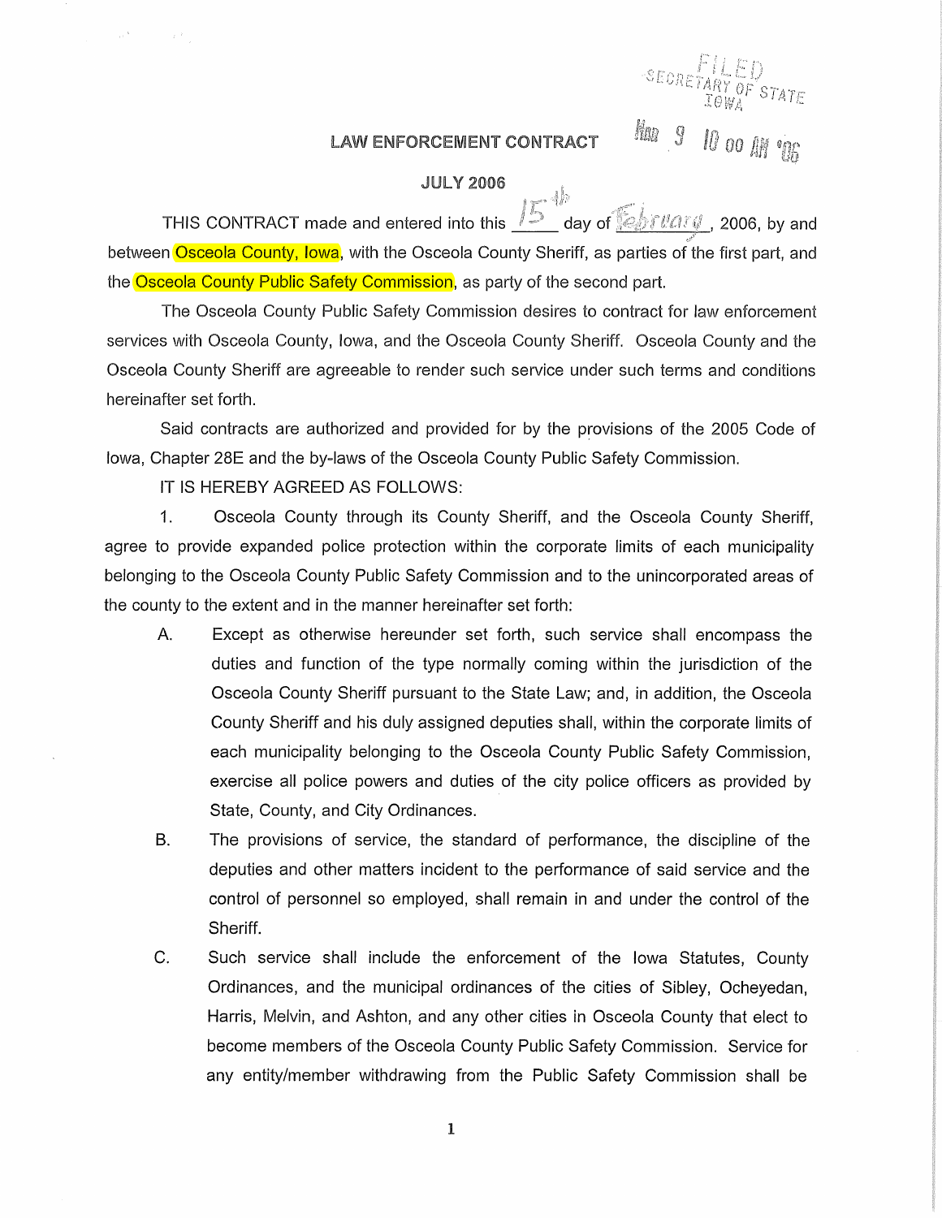FILED
SECRETARY OF STATE
IOWA

MAR 9 10 00 AM '06

# LAW ENFORCEMENT CONTRACT

## JULY 2006

THIS CONTRACT made and entered into this 15th day of February, 2006, by and between Osceola County, Iowa, with the Osceola County Sheriff, as parties of the first part, and the Osceola County Public Safety Commission, as party of the second part.

The Osceola County Public Safety Commission desires to contract for law enforcement services with Osceola County, Iowa, and the Osceola County Sheriff. Osceola County and the Osceola County Sheriff are agreeable to render such service under such terms and conditions hereinafter set forth.

Said contracts are authorized and provided for by the provisions of the 2005 Code of Iowa, Chapter 28E and the by-laws of the Osceola County Public Safety Commission.

IT IS HEREBY AGREED AS FOLLOWS:

1. Osceola County through its County Sheriff, and the Osceola County Sheriff, agree to provide expanded police protection within the corporate limits of each municipality belonging to the Osceola County Public Safety Commission and to the unincorporated areas of the county to the extent and in the manner hereinafter set forth:

   A. Except as otherwise hereunder set forth, such service shall encompass the duties and function of the type normally coming within the jurisdiction of the Osceola County Sheriff pursuant to the State Law; and, in addition, the Osceola County Sheriff and his duly assigned deputies shall, within the corporate limits of each municipality belonging to the Osceola County Public Safety Commission, exercise all police powers and duties of the city police officers as provided by State, County, and City Ordinances.

   B. The provisions of service, the standard of performance, the discipline of the deputies and other matters incident to the performance of said service and the control of personnel so employed, shall remain in and under the control of the Sheriff.

   C. Such service shall include the enforcement of the Iowa Statutes, County Ordinances, and the municipal ordinances of the cities of Sibley, Ocheyedan, Harris, Melvin, and Ashton, and any other cities in Osceola County that elect to become members of the Osceola County Public Safety Commission. Service for any entity/member withdrawing from the Public Safety Commission shall be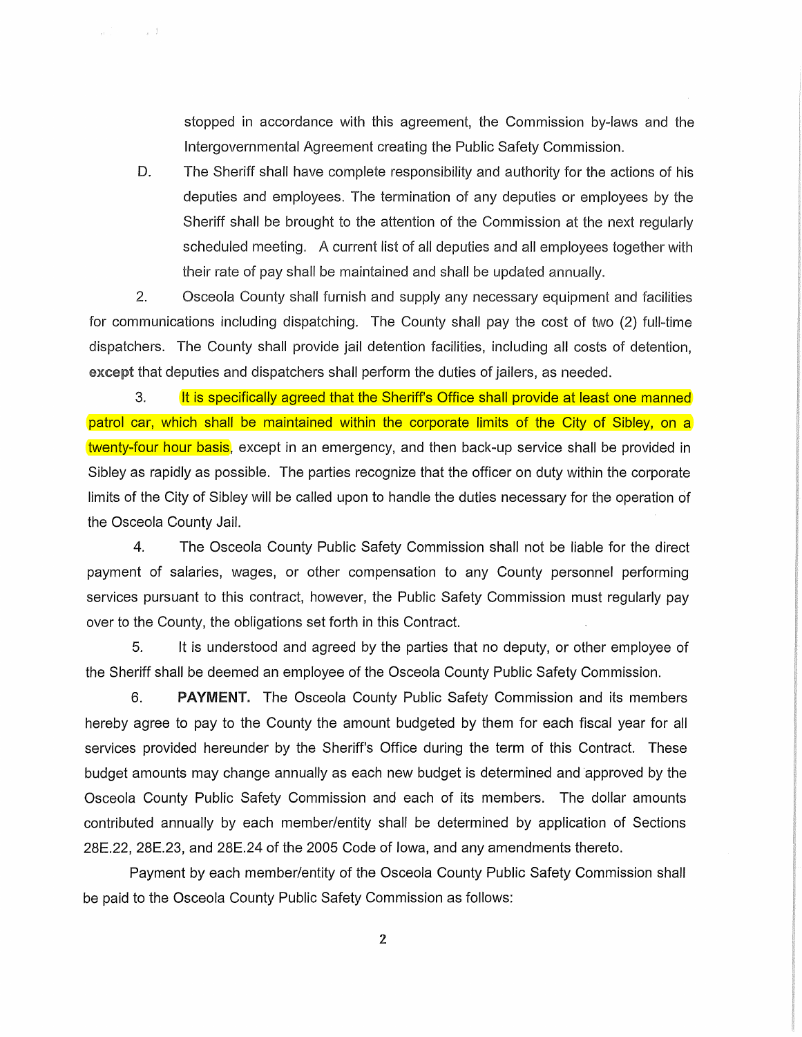stopped in accordance with this agreement, the Commission by-laws and the Intergovernmental Agreement creating the Public Safety Commission.

D. The Sheriff shall have complete responsibility and authority for the actions of his deputies and employees. The termination of any deputies or employees by the Sheriff shall be brought to the attention of the Commission at the next regularly scheduled meeting. A current list of all deputies and all employees together with their rate of pay shall be maintained and shall be updated annually.

2. Osceola County shall furnish and supply any necessary equipment and facilities for communications including dispatching. The County shall pay the cost of two (2) full-time dispatchers. The County shall provide jail detention facilities, including all costs of detention, **except** that deputies and dispatchers shall perform the duties of jailers, as needed.

3. It is specifically agreed that the Sheriff's Office shall provide at least one manned patrol car, which shall be maintained within the corporate limits of the City of Sibley, on a twenty-four hour basis, except in an emergency, and then back-up service shall be provided in Sibley as rapidly as possible. The parties recognize that the officer on duty within the corporate limits of the City of Sibley will be called upon to handle the duties necessary for the operation of the Osceola County Jail.

4. The Osceola County Public Safety Commission shall not be liable for the direct payment of salaries, wages, or other compensation to any County personnel performing services pursuant to this contract, however, the Public Safety Commission must regularly pay over to the County, the obligations set forth in this Contract.

5. It is understood and agreed by the parties that no deputy, or other employee of the Sheriff shall be deemed an employee of the Osceola County Public Safety Commission.

6. **PAYMENT.** The Osceola County Public Safety Commission and its members hereby agree to pay to the County the amount budgeted by them for each fiscal year for all services provided hereunder by the Sheriff's Office during the term of this Contract. These budget amounts may change annually as each new budget is determined and approved by the Osceola County Public Safety Commission and each of its members. The dollar amounts contributed annually by each member/entity shall be determined by application of Sections 28E.22, 28E.23, and 28E.24 of the 2005 Code of Iowa, and any amendments thereto.

Payment by each member/entity of the Osceola County Public Safety Commission shall be paid to the Osceola County Public Safety Commission as follows: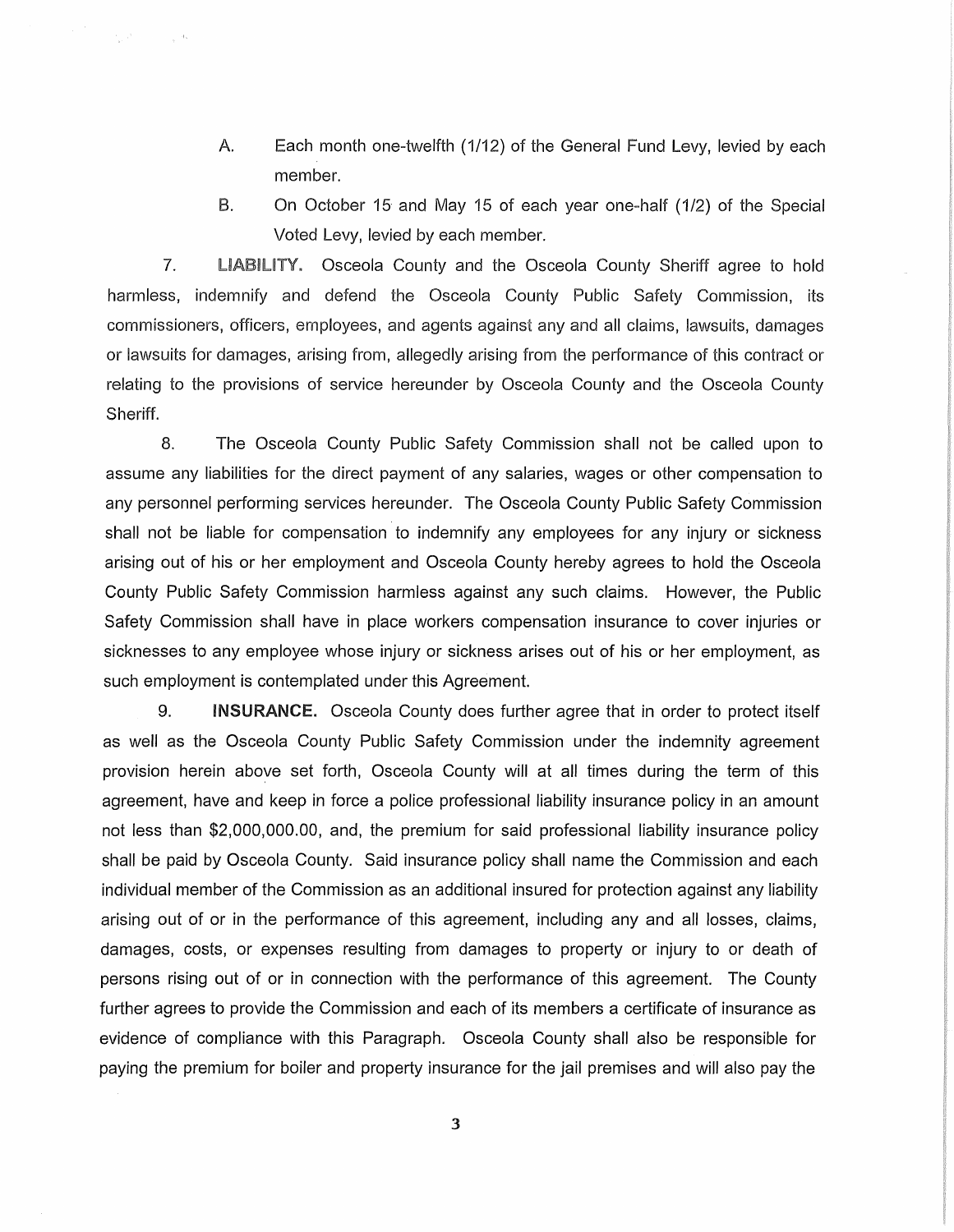A. Each month one-twelfth (1/12) of the General Fund Levy, levied by each member.

B. On October 15 and May 15 of each year one-half (1/2) of the Special Voted Levy, levied by each member.

7. **LIABILITY.** Osceola County and the Osceola County Sheriff agree to hold harmless, indemnify and defend the Osceola County Public Safety Commission, its commissioners, officers, employees, and agents against any and all claims, lawsuits, damages or lawsuits for damages, arising from, allegedly arising from the performance of this contract or relating to the provisions of service hereunder by Osceola County and the Osceola County Sheriff.

8. The Osceola County Public Safety Commission shall not be called upon to assume any liabilities for the direct payment of any salaries, wages or other compensation to any personnel performing services hereunder. The Osceola County Public Safety Commission shall not be liable for compensation to indemnify any employees for any injury or sickness arising out of his or her employment and Osceola County hereby agrees to hold the Osceola County Public Safety Commission harmless against any such claims. However, the Public Safety Commission shall have in place workers compensation insurance to cover injuries or sicknesses to any employee whose injury or sickness arises out of his or her employment, as such employment is contemplated under this Agreement.

9. **INSURANCE.** Osceola County does further agree that in order to protect itself as well as the Osceola County Public Safety Commission under the indemnity agreement provision herein above set forth, Osceola County will at all times during the term of this agreement, have and keep in force a police professional liability insurance policy in an amount not less than $2,000,000.00, and, the premium for said professional liability insurance policy shall be paid by Osceola County. Said insurance policy shall name the Commission and each individual member of the Commission as an additional insured for protection against any liability arising out of or in the performance of this agreement, including any and all losses, claims, damages, costs, or expenses resulting from damages to property or injury to or death of persons rising out of or in connection with the performance of this agreement. The County further agrees to provide the Commission and each of its members a certificate of insurance as evidence of compliance with this Paragraph. Osceola County shall also be responsible for paying the premium for boiler and property insurance for the jail premises and will also pay the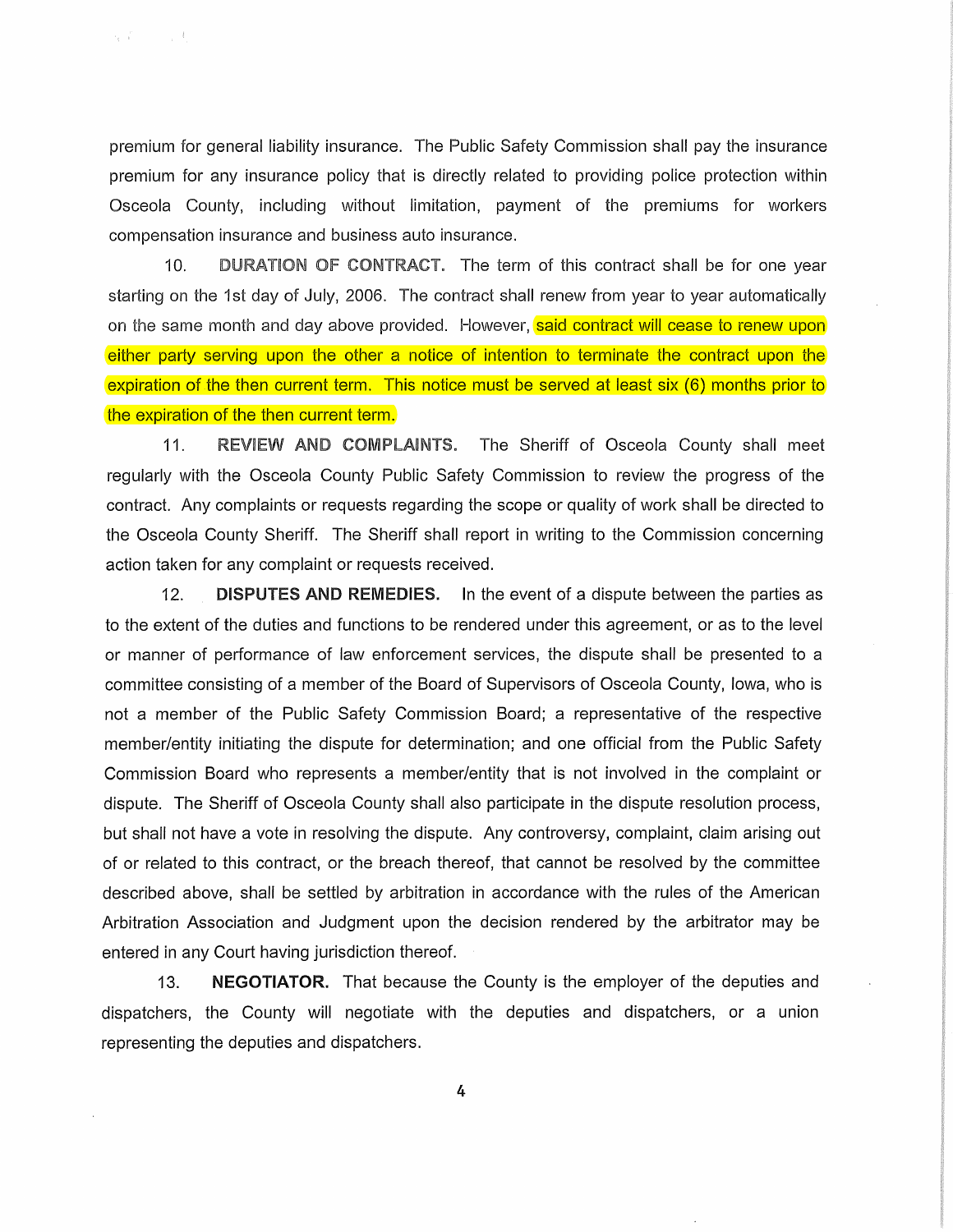premium for general liability insurance. The Public Safety Commission shall pay the insurance premium for any insurance policy that is directly related to providing police protection within Osceola County, including without limitation, payment of the premiums for workers compensation insurance and business auto insurance.

10. **DURATION OF CONTRACT.** The term of this contract shall be for one year starting on the 1st day of July, 2006. The contract shall renew from year to year automatically on the same month and day above provided. However, said contract will cease to renew upon either party serving upon the other a notice of intention to terminate the contract upon the expiration of the then current term. This notice must be served at least six (6) months prior to the expiration of the then current term.

11. **REVIEW AND COMPLAINTS.** The Sheriff of Osceola County shall meet regularly with the Osceola County Public Safety Commission to review the progress of the contract. Any complaints or requests regarding the scope or quality of work shall be directed to the Osceola County Sheriff. The Sheriff shall report in writing to the Commission concerning action taken for any complaint or requests received.

12. **DISPUTES AND REMEDIES.** In the event of a dispute between the parties as to the extent of the duties and functions to be rendered under this agreement, or as to the level or manner of performance of law enforcement services, the dispute shall be presented to a committee consisting of a member of the Board of Supervisors of Osceola County, Iowa, who is not a member of the Public Safety Commission Board; a representative of the respective member/entity initiating the dispute for determination; and one official from the Public Safety Commission Board who represents a member/entity that is not involved in the complaint or dispute. The Sheriff of Osceola County shall also participate in the dispute resolution process, but shall not have a vote in resolving the dispute. Any controversy, complaint, claim arising out of or related to this contract, or the breach thereof, that cannot be resolved by the committee described above, shall be settled by arbitration in accordance with the rules of the American Arbitration Association and Judgment upon the decision rendered by the arbitrator may be entered in any Court having jurisdiction thereof.

13. **NEGOTIATOR.** That because the County is the employer of the deputies and dispatchers, the County will negotiate with the deputies and dispatchers, or a union representing the deputies and dispatchers.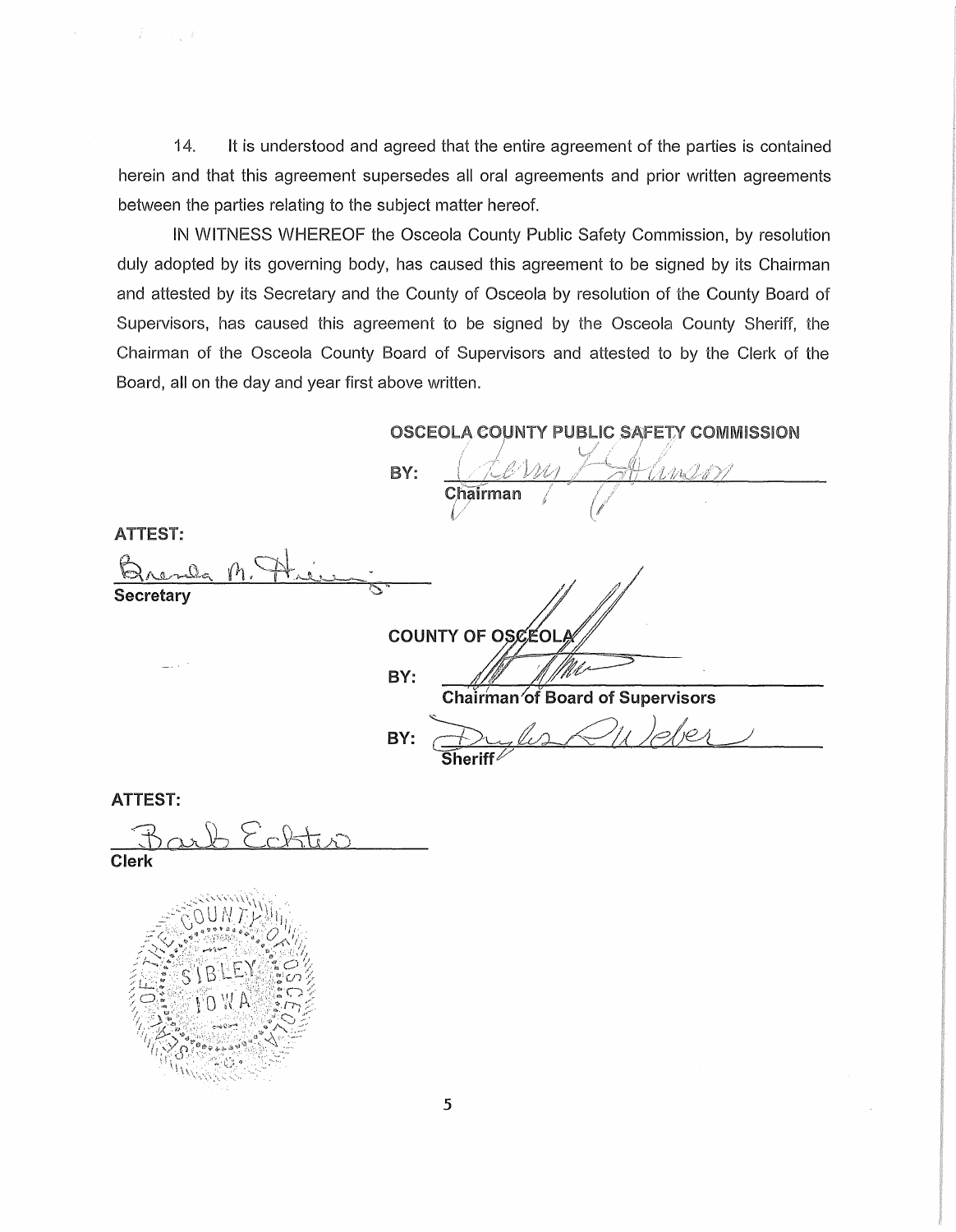14. It is understood and agreed that the entire agreement of the parties is contained herein and that this agreement supersedes all oral agreements and prior written agreements between the parties relating to the subject matter hereof.

IN WITNESS WHEREOF the Osceola County Public Safety Commission, by resolution duly adopted by its governing body, has caused this agreement to be signed by its Chairman and attested by its Secretary and the County of Osceola by resolution of the County Board of Supervisors, has caused this agreement to be signed by the Osceola County Sheriff, the Chairman of the Osceola County Board of Supervisors and attested to by the Clerk of the Board, all on the day and year first above written.

**OSCEOLA COUNTY PUBLIC SAFETY COMMISSION**

BY: _______________________
**Chairman**

**ATTEST:**

_______________________
**Secretary**

**COUNTY OF OSCEOLA**

BY: _______________________
**Chairman of Board of Supervisors**

BY: _______________________
**Sheriff**

**ATTEST:**

_______________________
**Clerk**

SEAL OF THE COUNTY OF OSCEOLA
SIBLEY
IOWA